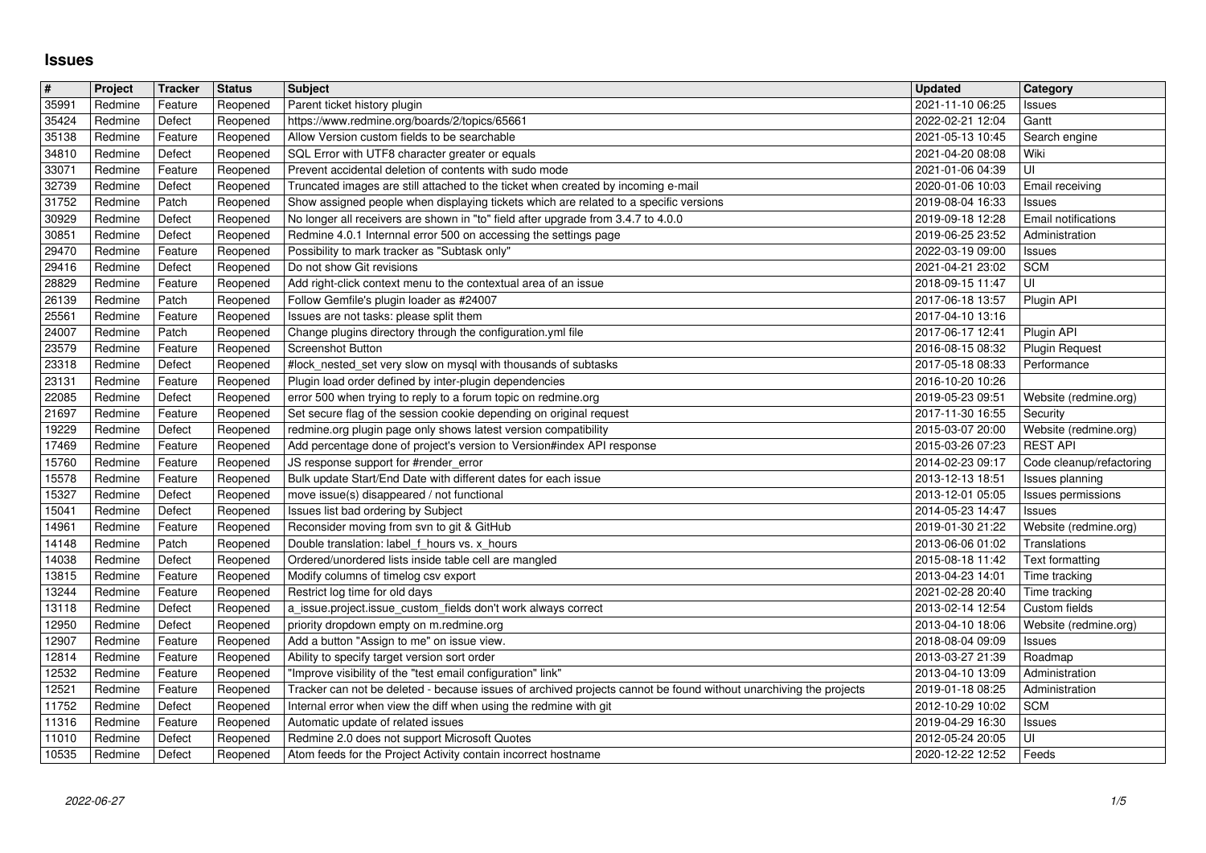# Issues

| # | Project | Tracker | Status | Subject | Updated | Category |
|---|---|---|---|---|---|---|
| 35991 | Redmine | Feature | Reopened | Parent ticket history plugin | 2021-11-10 06:25 | Issues |
| 35424 | Redmine | Defect | Reopened | https://www.redmine.org/boards/2/topics/65661 | 2022-02-21 12:04 | Gantt |
| 35138 | Redmine | Feature | Reopened | Allow Version custom fields to be searchable | 2021-05-13 10:45 | Search engine |
| 34810 | Redmine | Defect | Reopened | SQL Error with UTF8 character greater or equals | 2021-04-20 08:08 | Wiki |
| 33071 | Redmine | Feature | Reopened | Prevent accidental deletion of contents with sudo mode | 2021-01-06 04:39 | UI |
| 32739 | Redmine | Defect | Reopened | Truncated images are still attached to the ticket when created by incoming e-mail | 2020-01-06 10:03 | Email receiving |
| 31752 | Redmine | Patch | Reopened | Show assigned people when displaying tickets which are related to a specific versions | 2019-08-04 16:33 | Issues |
| 30929 | Redmine | Defect | Reopened | No longer all receivers are shown in "to" field after upgrade from 3.4.7 to 4.0.0 | 2019-09-18 12:28 | Email notifications |
| 30851 | Redmine | Defect | Reopened | Redmine 4.0.1 Internnal error 500 on accessing the settings page | 2019-06-25 23:52 | Administration |
| 29470 | Redmine | Feature | Reopened | Possibility to mark tracker as "Subtask only" | 2022-03-19 09:00 | Issues |
| 29416 | Redmine | Defect | Reopened | Do not show Git revisions | 2021-04-21 23:02 | SCM |
| 28829 | Redmine | Feature | Reopened | Add right-click context menu to the contextual area of an issue | 2018-09-15 11:47 | UI |
| 26139 | Redmine | Patch | Reopened | Follow Gemfile's plugin loader as #24007 | 2017-06-18 13:57 | Plugin API |
| 25561 | Redmine | Feature | Reopened | Issues are not tasks: please split them | 2017-04-10 13:16 | |
| 24007 | Redmine | Patch | Reopened | Change plugins directory through the configuration.yml file | 2017-06-17 12:41 | Plugin API |
| 23579 | Redmine | Feature | Reopened | Screenshot Button | 2016-08-15 08:32 | Plugin Request |
| 23318 | Redmine | Defect | Reopened | #lock_nested_set very slow on mysql with thousands of subtasks | 2017-05-18 08:33 | Performance |
| 23131 | Redmine | Feature | Reopened | Plugin load order defined by inter-plugin dependencies | 2016-10-20 10:26 | |
| 22085 | Redmine | Defect | Reopened | error 500 when trying to reply to a forum topic on redmine.org | 2019-05-23 09:51 | Website (redmine.org) |
| 21697 | Redmine | Feature | Reopened | Set secure flag of the session cookie depending on original request | 2017-11-30 16:55 | Security |
| 19229 | Redmine | Defect | Reopened | redmine.org plugin page only shows latest version compatibility | 2015-03-07 20:00 | Website (redmine.org) |
| 17469 | Redmine | Feature | Reopened | Add percentage done of project's version to Version#index API response | 2015-03-26 07:23 | REST API |
| 15760 | Redmine | Feature | Reopened | JS response support for #render_error | 2014-02-23 09:17 | Code cleanup/refactoring |
| 15578 | Redmine | Feature | Reopened | Bulk update Start/End Date with different dates for each issue | 2013-12-13 18:51 | Issues planning |
| 15327 | Redmine | Defect | Reopened | move issue(s) disappeared / not functional | 2013-12-01 05:05 | Issues permissions |
| 15041 | Redmine | Defect | Reopened | Issues list bad ordering by Subject | 2014-05-23 14:47 | Issues |
| 14961 | Redmine | Feature | Reopened | Reconsider moving from svn to git & GitHub | 2019-01-30 21:22 | Website (redmine.org) |
| 14148 | Redmine | Patch | Reopened | Double translation: label_f_hours vs. x_hours | 2013-06-06 01:02 | Translations |
| 14038 | Redmine | Defect | Reopened | Ordered/unordered lists inside table cell are mangled | 2015-08-18 11:42 | Text formatting |
| 13815 | Redmine | Feature | Reopened | Modify columns of timelog csv export | 2013-04-23 14:01 | Time tracking |
| 13244 | Redmine | Feature | Reopened | Restrict log time for old days | 2021-02-28 20:40 | Time tracking |
| 13118 | Redmine | Defect | Reopened | a_issue.project.issue_custom_fields don't work always correct | 2013-02-14 12:54 | Custom fields |
| 12950 | Redmine | Defect | Reopened | priority dropdown empty on m.redmine.org | 2013-04-10 18:06 | Website (redmine.org) |
| 12907 | Redmine | Feature | Reopened | Add a button "Assign to me" on issue view. | 2018-08-04 09:09 | Issues |
| 12814 | Redmine | Feature | Reopened | Ability to specify target version sort order | 2013-03-27 21:39 | Roadmap |
| 12532 | Redmine | Feature | Reopened | "Improve visibility of the "test email configuration" link" | 2013-04-10 13:09 | Administration |
| 12521 | Redmine | Feature | Reopened | Tracker can not be deleted - because issues of archived projects cannot be found without unarchiving the projects | 2019-01-18 08:25 | Administration |
| 11752 | Redmine | Defect | Reopened | Internal error when view the diff when using the redmine with git | 2012-10-29 10:02 | SCM |
| 11316 | Redmine | Feature | Reopened | Automatic update of related issues | 2019-04-29 16:30 | Issues |
| 11010 | Redmine | Defect | Reopened | Redmine 2.0 does not support Microsoft Quotes | 2012-05-24 20:05 | UI |
| 10535 | Redmine | Defect | Reopened | Atom feeds for the Project Activity contain incorrect hostname | 2020-12-22 12:52 | Feeds |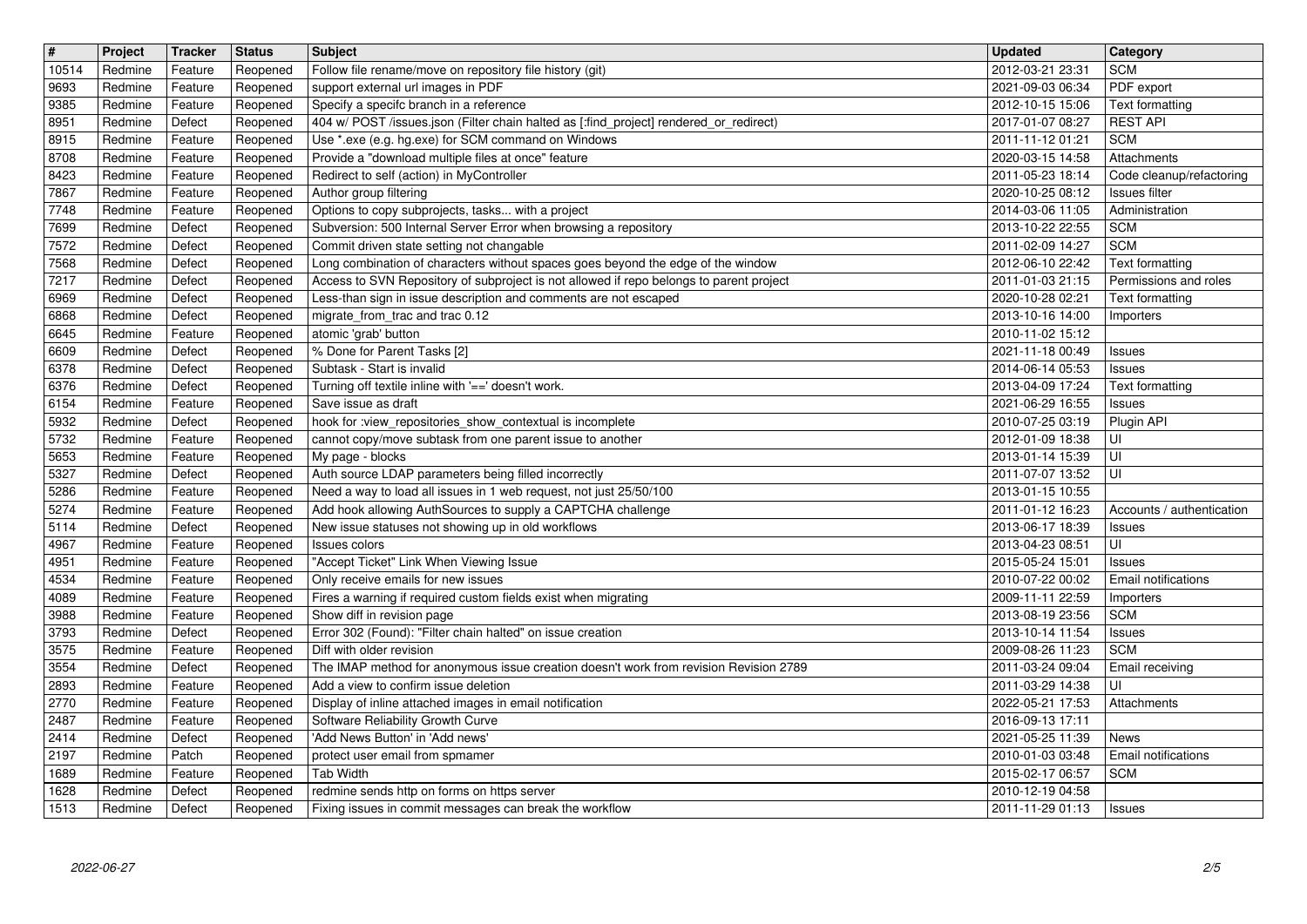| # | Project | Tracker | Status | Subject | Updated | Category |
|---|---|---|---|---|---|---|
| 10514 | Redmine | Feature | Reopened | Follow file rename/move on repository file history (git) | 2012-03-21 23:31 | SCM |
| 9693 | Redmine | Feature | Reopened | support external url images in PDF | 2021-09-03 06:34 | PDF export |
| 9385 | Redmine | Feature | Reopened | Specify a specifc branch in a reference | 2012-10-15 15:06 | Text formatting |
| 8951 | Redmine | Defect | Reopened | 404 w/ POST /issues.json (Filter chain halted as [:find_project] rendered_or_redirect) | 2017-01-07 08:27 | REST API |
| 8915 | Redmine | Feature | Reopened | Use *.exe (e.g. hg.exe) for SCM command on Windows | 2011-11-12 01:21 | SCM |
| 8708 | Redmine | Feature | Reopened | Provide a "download multiple files at once" feature | 2020-03-15 14:58 | Attachments |
| 8423 | Redmine | Feature | Reopened | Redirect to self (action) in MyController | 2011-05-23 18:14 | Code cleanup/refactoring |
| 7867 | Redmine | Feature | Reopened | Author group filtering | 2020-10-25 08:12 | Issues filter |
| 7748 | Redmine | Feature | Reopened | Options to copy subprojects, tasks... with a project | 2014-03-06 11:05 | Administration |
| 7699 | Redmine | Defect | Reopened | Subversion: 500 Internal Server Error when browsing a repository | 2013-10-22 22:55 | SCM |
| 7572 | Redmine | Defect | Reopened | Commit driven state setting not changable | 2011-02-09 14:27 | SCM |
| 7568 | Redmine | Defect | Reopened | Long combination of characters without spaces goes beyond the edge of the window | 2012-06-10 22:42 | Text formatting |
| 7217 | Redmine | Defect | Reopened | Access to SVN Repository of subproject is not allowed if repo belongs to parent project | 2011-01-03 21:15 | Permissions and roles |
| 6969 | Redmine | Defect | Reopened | Less-than sign in issue description and comments are not escaped | 2020-10-28 02:21 | Text formatting |
| 6868 | Redmine | Defect | Reopened | migrate_from_trac and trac 0.12 | 2013-10-16 14:00 | Importers |
| 6645 | Redmine | Feature | Reopened | atomic 'grab' button | 2010-11-02 15:12 | |
| 6609 | Redmine | Defect | Reopened | % Done for Parent Tasks [2] | 2021-11-18 00:49 | Issues |
| 6378 | Redmine | Defect | Reopened | Subtask - Start is invalid | 2014-06-14 05:53 | Issues |
| 6376 | Redmine | Defect | Reopened | Turning off textile inline with '==' doesn't work. | 2013-04-09 17:24 | Text formatting |
| 6154 | Redmine | Feature | Reopened | Save issue as draft | 2021-06-29 16:55 | Issues |
| 5932 | Redmine | Defect | Reopened | hook for :view_repositories_show_contextual is incomplete | 2010-07-25 03:19 | Plugin API |
| 5732 | Redmine | Feature | Reopened | cannot copy/move subtask from one parent issue to another | 2012-01-09 18:38 | UI |
| 5653 | Redmine | Feature | Reopened | My page - blocks | 2013-01-14 15:39 | UI |
| 5327 | Redmine | Defect | Reopened | Auth source LDAP parameters being filled incorrectly | 2011-07-07 13:52 | UI |
| 5286 | Redmine | Feature | Reopened | Need a way to load all issues in 1 web request, not just 25/50/100 | 2013-01-15 10:55 | |
| 5274 | Redmine | Feature | Reopened | Add hook allowing AuthSources to supply a CAPTCHA challenge | 2011-01-12 16:23 | Accounts / authentication |
| 5114 | Redmine | Defect | Reopened | New issue statuses not showing up in old workflows | 2013-06-17 18:39 | Issues |
| 4967 | Redmine | Feature | Reopened | Issues colors | 2013-04-23 08:51 | UI |
| 4951 | Redmine | Feature | Reopened | "Accept Ticket" Link When Viewing Issue | 2015-05-24 15:01 | Issues |
| 4534 | Redmine | Feature | Reopened | Only receive emails for new issues | 2010-07-22 00:02 | Email notifications |
| 4089 | Redmine | Feature | Reopened | Fires a warning if required custom fields exist when migrating | 2009-11-11 22:59 | Importers |
| 3988 | Redmine | Feature | Reopened | Show diff in revision page | 2013-08-19 23:56 | SCM |
| 3793 | Redmine | Defect | Reopened | Error 302 (Found): "Filter chain halted" on issue creation | 2013-10-14 11:54 | Issues |
| 3575 | Redmine | Feature | Reopened | Diff with older revision | 2009-08-26 11:23 | SCM |
| 3554 | Redmine | Defect | Reopened | The IMAP method for anonymous issue creation doesn't work from revision Revision 2789 | 2011-03-24 09:04 | Email receiving |
| 2893 | Redmine | Feature | Reopened | Add a view to confirm issue deletion | 2011-03-29 14:38 | UI |
| 2770 | Redmine | Feature | Reopened | Display of inline attached images in email notification | 2022-05-21 17:53 | Attachments |
| 2487 | Redmine | Feature | Reopened | Software Reliability Growth Curve | 2016-09-13 17:11 | |
| 2414 | Redmine | Defect | Reopened | 'Add News Button' in 'Add news' | 2021-05-25 11:39 | News |
| 2197 | Redmine | Patch | Reopened | protect user email from spmamer | 2010-01-03 03:48 | Email notifications |
| 1689 | Redmine | Feature | Reopened | Tab Width | 2015-02-17 06:57 | SCM |
| 1628 | Redmine | Defect | Reopened | redmine sends http on forms on https server | 2010-12-19 04:58 | |
| 1513 | Redmine | Defect | Reopened | Fixing issues in commit messages can break the workflow | 2011-11-29 01:13 | Issues |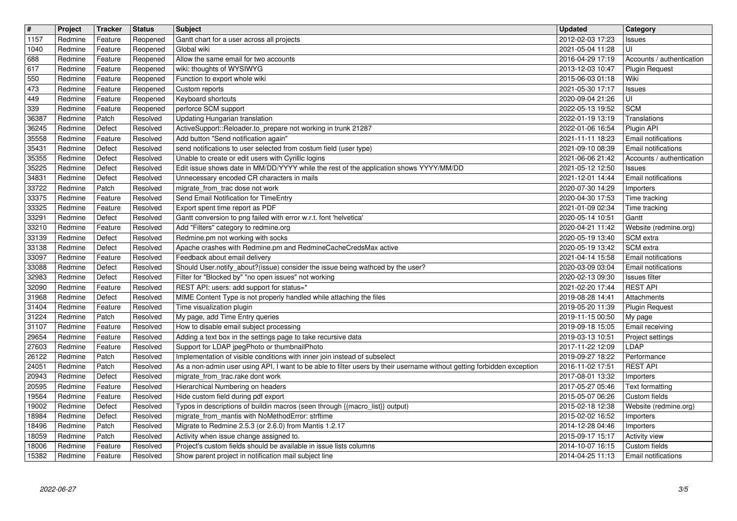| # | Project | Tracker | Status | Subject | Updated | Category |
|---|---|---|---|---|---|---|
| 1157 | Redmine | Feature | Reopened | Gantt chart for a user across all projects | 2012-02-03 17:23 | Issues |
| 1040 | Redmine | Feature | Reopened | Global wiki | 2021-05-04 11:28 | UI |
| 688 | Redmine | Feature | Reopened | Allow the same email for two accounts | 2016-04-29 17:19 | Accounts / authentication |
| 617 | Redmine | Feature | Reopened | wiki: thoughts of WYSIWYG | 2013-12-03 10:47 | Plugin Request |
| 550 | Redmine | Feature | Reopened | Function to export whole wiki | 2015-06-03 01:18 | Wiki |
| 473 | Redmine | Feature | Reopened | Custom reports | 2021-05-30 17:17 | Issues |
| 449 | Redmine | Feature | Reopened | Keyboard shortcuts | 2020-09-04 21:26 | UI |
| 339 | Redmine | Feature | Reopened | perforce SCM support | 2022-05-13 19:52 | SCM |
| 36387 | Redmine | Patch | Resolved | Updating Hungarian translation | 2022-01-19 13:19 | Translations |
| 36245 | Redmine | Defect | Resolved | ActiveSupport::Reloader.to_prepare not working in trunk 21287 | 2022-01-06 16:54 | Plugin API |
| 35558 | Redmine | Feature | Resolved | Add button "Send notification again" | 2021-11-11 18:23 | Email notifications |
| 35431 | Redmine | Defect | Resolved | send notifications to user selected from costum field (user type) | 2021-09-10 08:39 | Email notifications |
| 35355 | Redmine | Defect | Resolved | Unable to create or edit users with Cyrillic logins | 2021-06-06 21:42 | Accounts / authentication |
| 35225 | Redmine | Defect | Resolved | Edit issue shows date in MM/DD/YYYY while the rest of the application shows YYYY/MM/DD | 2021-05-12 12:50 | Issues |
| 34831 | Redmine | Defect | Resolved | Unnecessary encoded CR characters in mails | 2021-12-01 14:44 | Email notifications |
| 33722 | Redmine | Patch | Resolved | migrate_from_trac dose not work | 2020-07-30 14:29 | Importers |
| 33375 | Redmine | Feature | Resolved | Send Email Notification for TimeEntry | 2020-04-30 17:53 | Time tracking |
| 33325 | Redmine | Feature | Resolved | Export spent time report as PDF | 2021-01-09 02:34 | Time tracking |
| 33291 | Redmine | Defect | Resolved | Gantt conversion to png failed with error w.r.t. font 'helvetica' | 2020-05-14 10:51 | Gantt |
| 33210 | Redmine | Feature | Resolved | Add "Filters" category to redmine.org | 2020-04-21 11:42 | Website (redmine.org) |
| 33139 | Redmine | Defect | Resolved | Redmine.pm not working with socks | 2020-05-19 13:40 | SCM extra |
| 33138 | Redmine | Defect | Resolved | Apache crashes with Redmine.pm and RedmineCacheCredsMax active | 2020-05-19 13:42 | SCM extra |
| 33097 | Redmine | Feature | Resolved | Feedback about email delivery | 2021-04-14 15:58 | Email notifications |
| 33088 | Redmine | Defect | Resolved | Should User.notify_about?(issue) consider the issue being wathced by the user? | 2020-03-09 03:04 | Email notifications |
| 32983 | Redmine | Defect | Resolved | Filter for "Blocked by" "no open issues" not working | 2020-02-13 09:30 | Issues filter |
| 32090 | Redmine | Feature | Resolved | REST API: users: add support for status=* | 2021-02-20 17:44 | REST API |
| 31968 | Redmine | Defect | Resolved | MIME Content Type is not properly handled while attaching the files | 2019-08-28 14:41 | Attachments |
| 31404 | Redmine | Feature | Resolved | Time visualization plugin | 2019-05-20 11:39 | Plugin Request |
| 31224 | Redmine | Patch | Resolved | My page, add Time Entry queries | 2019-11-15 00:50 | My page |
| 31107 | Redmine | Feature | Resolved | How to disable email subject processing | 2019-09-18 15:05 | Email receiving |
| 29654 | Redmine | Feature | Resolved | Adding a text box in the settings page to take recursive data | 2019-03-13 10:51 | Project settings |
| 27603 | Redmine | Feature | Resolved | Support for LDAP jpegPhoto or thumbnailPhoto | 2017-11-22 12:09 | LDAP |
| 26122 | Redmine | Patch | Resolved | Implementation of visible conditions with inner join instead of subselect | 2019-09-27 18:22 | Performance |
| 24051 | Redmine | Patch | Resolved | As a non-admin user using API, I want to be able to filter users by their username without getting forbidden exception | 2016-11-02 17:51 | REST API |
| 20943 | Redmine | Defect | Resolved | migrate_from_trac.rake dont work | 2017-08-01 13:32 | Importers |
| 20595 | Redmine | Feature | Resolved | Hierarchical Numbering on headers | 2017-05-27 05:46 | Text formatting |
| 19564 | Redmine | Feature | Resolved | Hide custom field during pdf export | 2015-05-07 06:26 | Custom fields |
| 19002 | Redmine | Defect | Resolved | Typos in descriptions of buildin macros (seen through {{macro_list}} output) | 2015-02-18 12:38 | Website (redmine.org) |
| 18984 | Redmine | Defect | Resolved | migrate_from_mantis with NoMethodError: strftime | 2015-02-02 16:52 | Importers |
| 18496 | Redmine | Patch | Resolved | Migrate to Redmine 2.5.3 (or 2.6.0) from Mantis 1.2.17 | 2014-12-28 04:46 | Importers |
| 18059 | Redmine | Patch | Resolved | Activity when issue change assigned to. | 2015-09-17 15:17 | Activity view |
| 18006 | Redmine | Feature | Resolved | Project's custom fields should be available in issue lists columns | 2014-10-07 16:15 | Custom fields |
| 15382 | Redmine | Feature | Resolved | Show parent project in notification mail subject line | 2014-04-25 11:13 | Email notifications |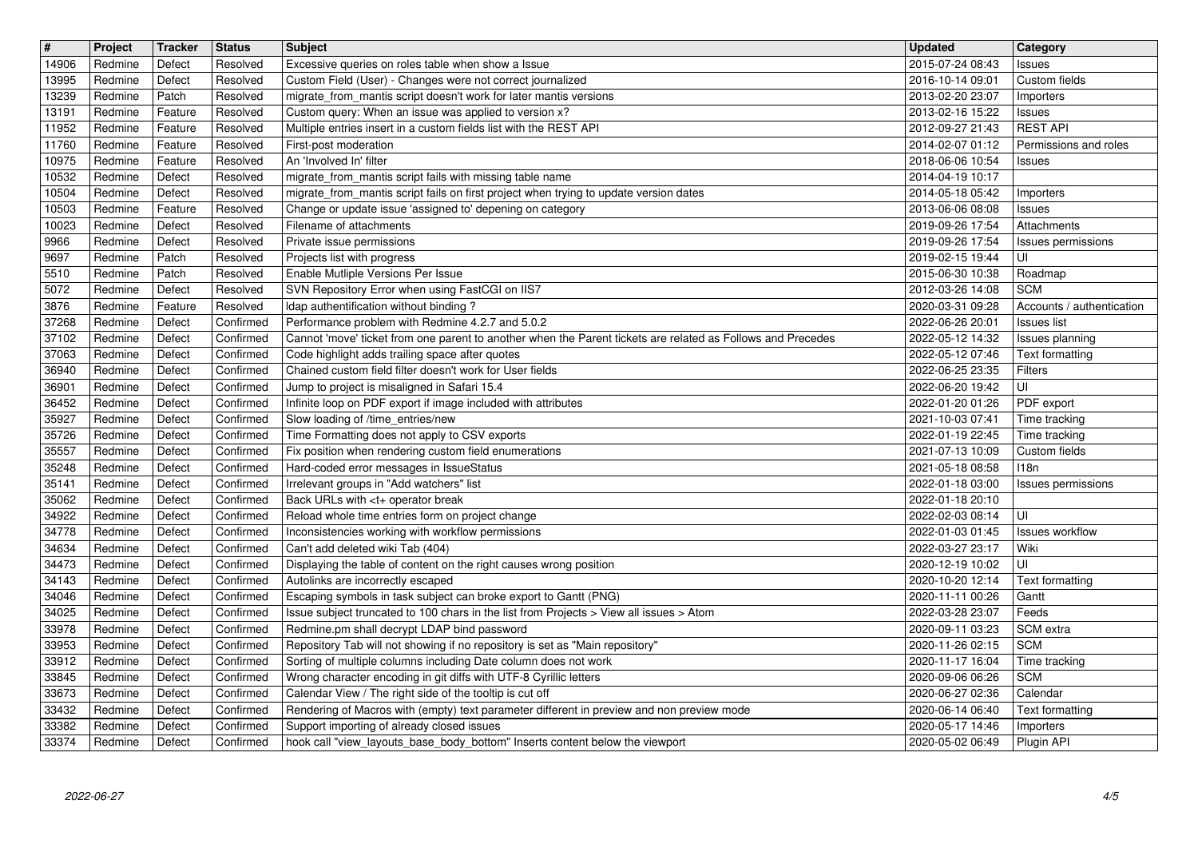| # | Project | Tracker | Status | Subject | Updated | Category |
|---|---|---|---|---|---|---|
| 14906 | Redmine | Defect | Resolved | Excessive queries on roles table when show a Issue | 2015-07-24 08:43 | Issues |
| 13995 | Redmine | Defect | Resolved | Custom Field (User) - Changes were not correct journalized | 2016-10-14 09:01 | Custom fields |
| 13239 | Redmine | Patch | Resolved | migrate_from_mantis script doesn't work for later mantis versions | 2013-02-20 23:07 | Importers |
| 13191 | Redmine | Feature | Resolved | Custom query: When an issue was applied to version x? | 2013-02-16 15:22 | Issues |
| 11952 | Redmine | Feature | Resolved | Multiple entries insert in a custom fields list with the REST API | 2012-09-27 21:43 | REST API |
| 11760 | Redmine | Feature | Resolved | First-post moderation | 2014-02-07 01:12 | Permissions and roles |
| 10975 | Redmine | Feature | Resolved | An 'Involved In' filter | 2018-06-06 10:54 | Issues |
| 10532 | Redmine | Defect | Resolved | migrate_from_mantis script fails with missing table name | 2014-04-19 10:17 | |
| 10504 | Redmine | Defect | Resolved | migrate_from_mantis script fails on first project when trying to update version dates | 2014-05-18 05:42 | Importers |
| 10503 | Redmine | Feature | Resolved | Change or update issue 'assigned to' depening on category | 2013-06-06 08:08 | Issues |
| 10023 | Redmine | Defect | Resolved | Filename of attachments | 2019-09-26 17:54 | Attachments |
| 9966 | Redmine | Defect | Resolved | Private issue permissions | 2019-09-26 17:54 | Issues permissions |
| 9697 | Redmine | Patch | Resolved | Projects list with progress | 2019-02-15 19:44 | UI |
| 5510 | Redmine | Patch | Resolved | Enable Mutliple Versions Per Issue | 2015-06-30 10:38 | Roadmap |
| 5072 | Redmine | Defect | Resolved | SVN Repository Error when using FastCGI on IIS7 | 2012-03-26 14:08 | SCM |
| 3876 | Redmine | Feature | Resolved | ldap authentification without binding ? | 2020-03-31 09:28 | Accounts / authentication |
| 37268 | Redmine | Defect | Confirmed | Performance problem with Redmine 4.2.7 and 5.0.2 | 2022-06-26 20:01 | Issues list |
| 37102 | Redmine | Defect | Confirmed | Cannot 'move' ticket from one parent to another when the Parent tickets are related as Follows and Precedes | 2022-05-12 14:32 | Issues planning |
| 37063 | Redmine | Defect | Confirmed | Code highlight adds trailing space after quotes | 2022-05-12 07:46 | Text formatting |
| 36940 | Redmine | Defect | Confirmed | Chained custom field filter doesn't work for User fields | 2022-06-25 23:35 | Filters |
| 36901 | Redmine | Defect | Confirmed | Jump to project is misaligned in Safari 15.4 | 2022-06-20 19:42 | UI |
| 36452 | Redmine | Defect | Confirmed | Infinite loop on PDF export if image included with attributes | 2022-01-20 01:26 | PDF export |
| 35927 | Redmine | Defect | Confirmed | Slow loading of /time_entries/new | 2021-10-03 07:41 | Time tracking |
| 35726 | Redmine | Defect | Confirmed | Time Formatting does not apply to CSV exports | 2022-01-19 22:45 | Time tracking |
| 35557 | Redmine | Defect | Confirmed | Fix position when rendering custom field enumerations | 2021-07-13 10:09 | Custom fields |
| 35248 | Redmine | Defect | Confirmed | Hard-coded error messages in IssueStatus | 2021-05-18 08:58 | I18n |
| 35141 | Redmine | Defect | Confirmed | Irrelevant groups in "Add watchers" list | 2022-01-18 03:00 | Issues permissions |
| 35062 | Redmine | Defect | Confirmed | Back URLs with <t+ operator break | 2022-01-18 20:10 | |
| 34922 | Redmine | Defect | Confirmed | Reload whole time entries form on project change | 2022-02-03 08:14 | UI |
| 34778 | Redmine | Defect | Confirmed | Inconsistencies working with workflow permissions | 2022-01-03 01:45 | Issues workflow |
| 34634 | Redmine | Defect | Confirmed | Can't add deleted wiki Tab (404) | 2022-03-27 23:17 | Wiki |
| 34473 | Redmine | Defect | Confirmed | Displaying the table of content on the right causes wrong position | 2020-12-19 10:02 | UI |
| 34143 | Redmine | Defect | Confirmed | Autolinks are incorrectly escaped | 2020-10-20 12:14 | Text formatting |
| 34046 | Redmine | Defect | Confirmed | Escaping symbols in task subject can broke export to Gantt (PNG) | 2020-11-11 00:26 | Gantt |
| 34025 | Redmine | Defect | Confirmed | Issue subject truncated to 100 chars in the list from Projects > View all issues > Atom | 2022-03-28 23:07 | Feeds |
| 33978 | Redmine | Defect | Confirmed | Redmine.pm shall decrypt LDAP bind password | 2020-09-11 03:23 | SCM extra |
| 33953 | Redmine | Defect | Confirmed | Repository Tab will not showing if no repository is set as "Main repository" | 2020-11-26 02:15 | SCM |
| 33912 | Redmine | Defect | Confirmed | Sorting of multiple columns including Date column does not work | 2020-11-17 16:04 | Time tracking |
| 33845 | Redmine | Defect | Confirmed | Wrong character encoding in git diffs with UTF-8 Cyrillic letters | 2020-09-06 06:26 | SCM |
| 33673 | Redmine | Defect | Confirmed | Calendar View / The right side of the tooltip is cut off | 2020-06-27 02:36 | Calendar |
| 33432 | Redmine | Defect | Confirmed | Rendering of Macros with (empty) text parameter different in preview and non preview mode | 2020-06-14 06:40 | Text formatting |
| 33382 | Redmine | Defect | Confirmed | Support importing of already closed issues | 2020-05-17 14:46 | Importers |
| 33374 | Redmine | Defect | Confirmed | hook call "view_layouts_base_body_bottom" Inserts content below the viewport | 2020-05-02 06:49 | Plugin API |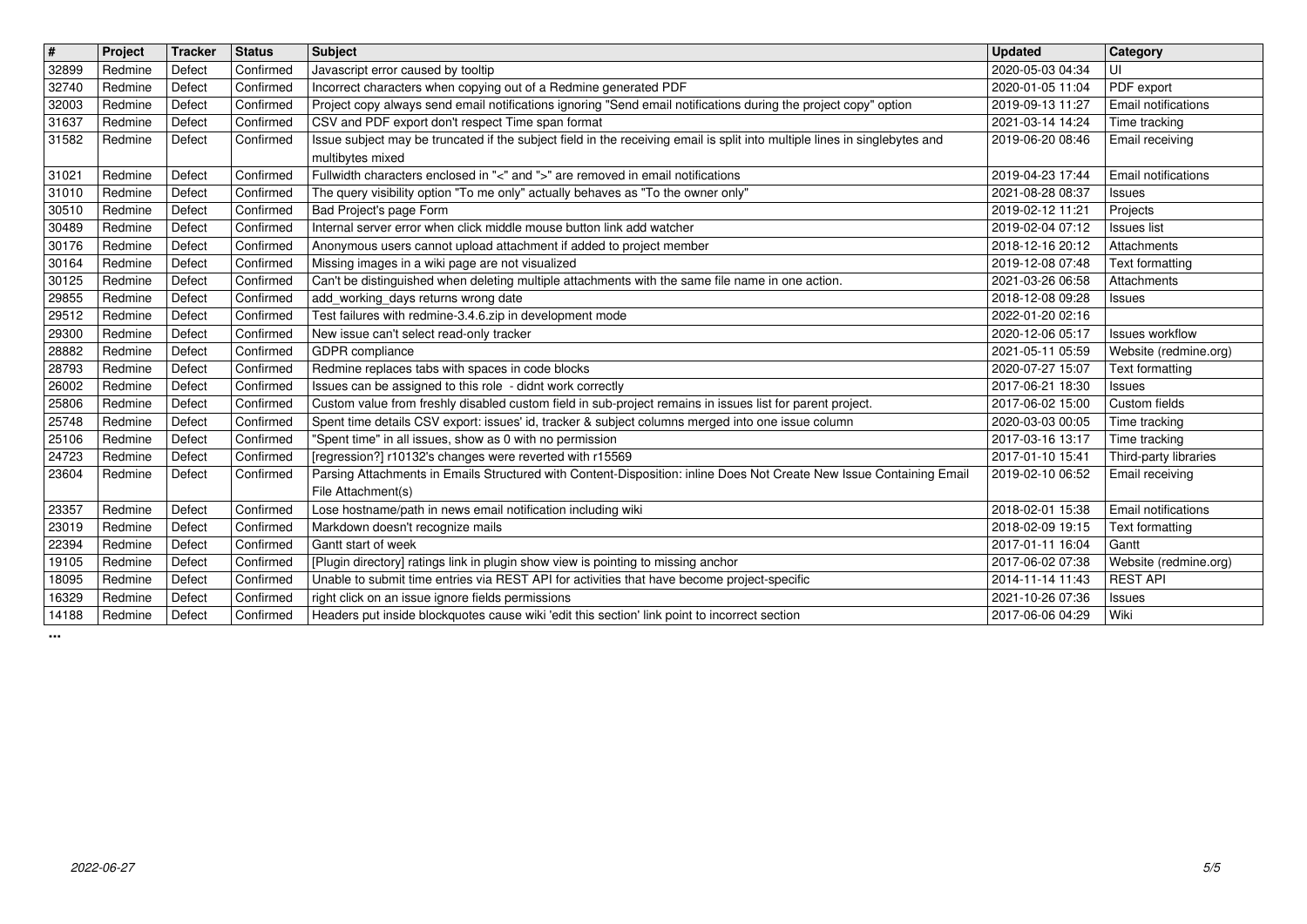| # | Project | Tracker | Status | Subject | Updated | Category |
|---|---|---|---|---|---|---|
| 32899 | Redmine | Defect | Confirmed | Javascript error caused by tooltip | 2020-05-03 04:34 | UI |
| 32740 | Redmine | Defect | Confirmed | Incorrect characters when copying out of a Redmine generated PDF | 2020-01-05 11:04 | PDF export |
| 32003 | Redmine | Defect | Confirmed | Project copy always send email notifications ignoring "Send email notifications during the project copy" option | 2019-09-13 11:27 | Email notifications |
| 31637 | Redmine | Defect | Confirmed | CSV and PDF export don't respect Time span format | 2021-03-14 14:24 | Time tracking |
| 31582 | Redmine | Defect | Confirmed | Issue subject may be truncated if the subject field in the receiving email is split into multiple lines in singlebytes and multibytes mixed | 2019-06-20 08:46 | Email receiving |
| 31021 | Redmine | Defect | Confirmed | Fullwidth characters enclosed in "<" and ">" are removed in email notifications | 2019-04-23 17:44 | Email notifications |
| 31010 | Redmine | Defect | Confirmed | The query visibility option "To me only" actually behaves as "To the owner only" | 2021-08-28 08:37 | Issues |
| 30510 | Redmine | Defect | Confirmed | Bad Project's page Form | 2019-02-12 11:21 | Projects |
| 30489 | Redmine | Defect | Confirmed | Internal server error when click middle mouse button link add watcher | 2019-02-04 07:12 | Issues list |
| 30176 | Redmine | Defect | Confirmed | Anonymous users cannot upload attachment if added to project member | 2018-12-16 20:12 | Attachments |
| 30164 | Redmine | Defect | Confirmed | Missing images in a wiki page are not visualized | 2019-12-08 07:48 | Text formatting |
| 30125 | Redmine | Defect | Confirmed | Can't be distinguished when deleting multiple attachments with the same file name in one action. | 2021-03-26 06:58 | Attachments |
| 29855 | Redmine | Defect | Confirmed | add_working_days returns wrong date | 2018-12-08 09:28 | Issues |
| 29512 | Redmine | Defect | Confirmed | Test failures with redmine-3.4.6.zip in development mode | 2022-01-20 02:16 | |
| 29300 | Redmine | Defect | Confirmed | New issue can't select read-only tracker | 2020-12-06 05:17 | Issues workflow |
| 28882 | Redmine | Defect | Confirmed | GDPR compliance | 2021-05-11 05:59 | Website (redmine.org) |
| 28793 | Redmine | Defect | Confirmed | Redmine replaces tabs with spaces in code blocks | 2020-07-27 15:07 | Text formatting |
| 26002 | Redmine | Defect | Confirmed | Issues can be assigned to this role - didnt work correctly | 2017-06-21 18:30 | Issues |
| 25806 | Redmine | Defect | Confirmed | Custom value from freshly disabled custom field in sub-project remains in issues list for parent project. | 2017-06-02 15:00 | Custom fields |
| 25748 | Redmine | Defect | Confirmed | Spent time details CSV export: issues' id, tracker & subject columns merged into one issue column | 2020-03-03 00:05 | Time tracking |
| 25106 | Redmine | Defect | Confirmed | "Spent time" in all issues, show as 0 with no permission | 2017-03-16 13:17 | Time tracking |
| 24723 | Redmine | Defect | Confirmed | [regression?] r10132's changes were reverted with r15569 | 2017-01-10 15:41 | Third-party libraries |
| 23604 | Redmine | Defect | Confirmed | Parsing Attachments in Emails Structured with Content-Disposition: inline Does Not Create New Issue Containing Email File Attachment(s) | 2019-02-10 06:52 | Email receiving |
| 23357 | Redmine | Defect | Confirmed | Lose hostname/path in news email notification including wiki | 2018-02-01 15:38 | Email notifications |
| 23019 | Redmine | Defect | Confirmed | Markdown doesn't recognize mails | 2018-02-09 19:15 | Text formatting |
| 22394 | Redmine | Defect | Confirmed | Gantt start of week | 2017-01-11 16:04 | Gantt |
| 19105 | Redmine | Defect | Confirmed | [Plugin directory] ratings link in plugin show view is pointing to missing anchor | 2017-06-02 07:38 | Website (redmine.org) |
| 18095 | Redmine | Defect | Confirmed | Unable to submit time entries via REST API for activities that have become project-specific | 2014-11-14 11:43 | REST API |
| 16329 | Redmine | Defect | Confirmed | right click on an issue ignore fields permissions | 2021-10-26 07:36 | Issues |
| 14188 | Redmine | Defect | Confirmed | Headers put inside blockquotes cause wiki 'edit this section' link point to incorrect section | 2017-06-06 04:29 | Wiki |

...